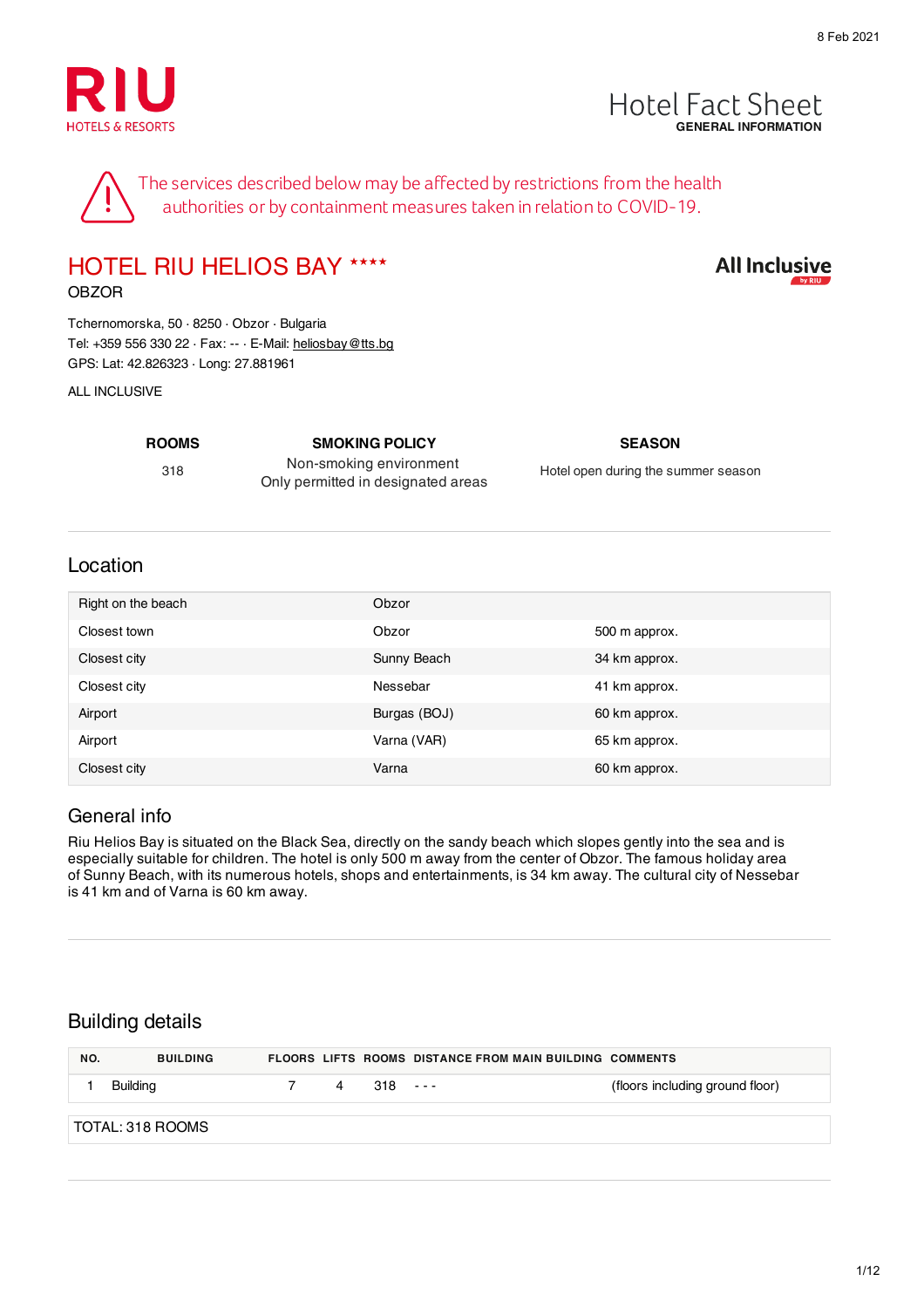8 Feb 2021

RIU HOTELS & RESORTS

# Hotel Fact Sheet
**GENERAL INFORMATION**

The services described below may be affected by restrictions from the health authorities or by containment measures taken in relation to COVID-19.

## HOTEL RIU HELIOS BAY ****
OBZOR

All Inclusive by RIU

Tchernomorska, 50 · 8250 · Obzor · Bulgaria
Tel: +359 556 330 22 · Fax: -- · E-Mail: heliosbay@tts.bg
GPS: Lat: 42.826323 · Long: 27.881961

ALL INCLUSIVE

| ROOMS | SMOKING POLICY | SEASON |
|---|---|---|
| 318 | Non-smoking environment<br>Only permitted in designated areas | Hotel open during the summer season |

## Location

| | | |
|---|---|---|
| Right on the beach | Obzor | |
| Closest town | Obzor | 500 m approx. |
| Closest city | Sunny Beach | 34 km approx. |
| Closest city | Nessebar | 41 km approx. |
| Airport | Burgas (BOJ) | 60 km approx. |
| Airport | Varna (VAR) | 65 km approx. |
| Closest city | Varna | 60 km approx. |

## General info

Riu Helios Bay is situated on the Black Sea, directly on the sandy beach which slopes gently into the sea and is especially suitable for children. The hotel is only 500 m away from the center of Obzor. The famous holiday area of Sunny Beach, with its numerous hotels, shops and entertainments, is 34 km away. The cultural city of Nessebar is 41 km and of Varna is 60 km away.

## Building details

| NO. | BUILDING | FLOORS | LIFTS | ROOMS | DISTANCE FROM MAIN BUILDING | COMMENTS |
|---|---|---|---|---|---|---|
| 1 | Building | 7 | 4 | 318 | - - - | (floors including ground floor) |

TOTAL: 318 ROOMS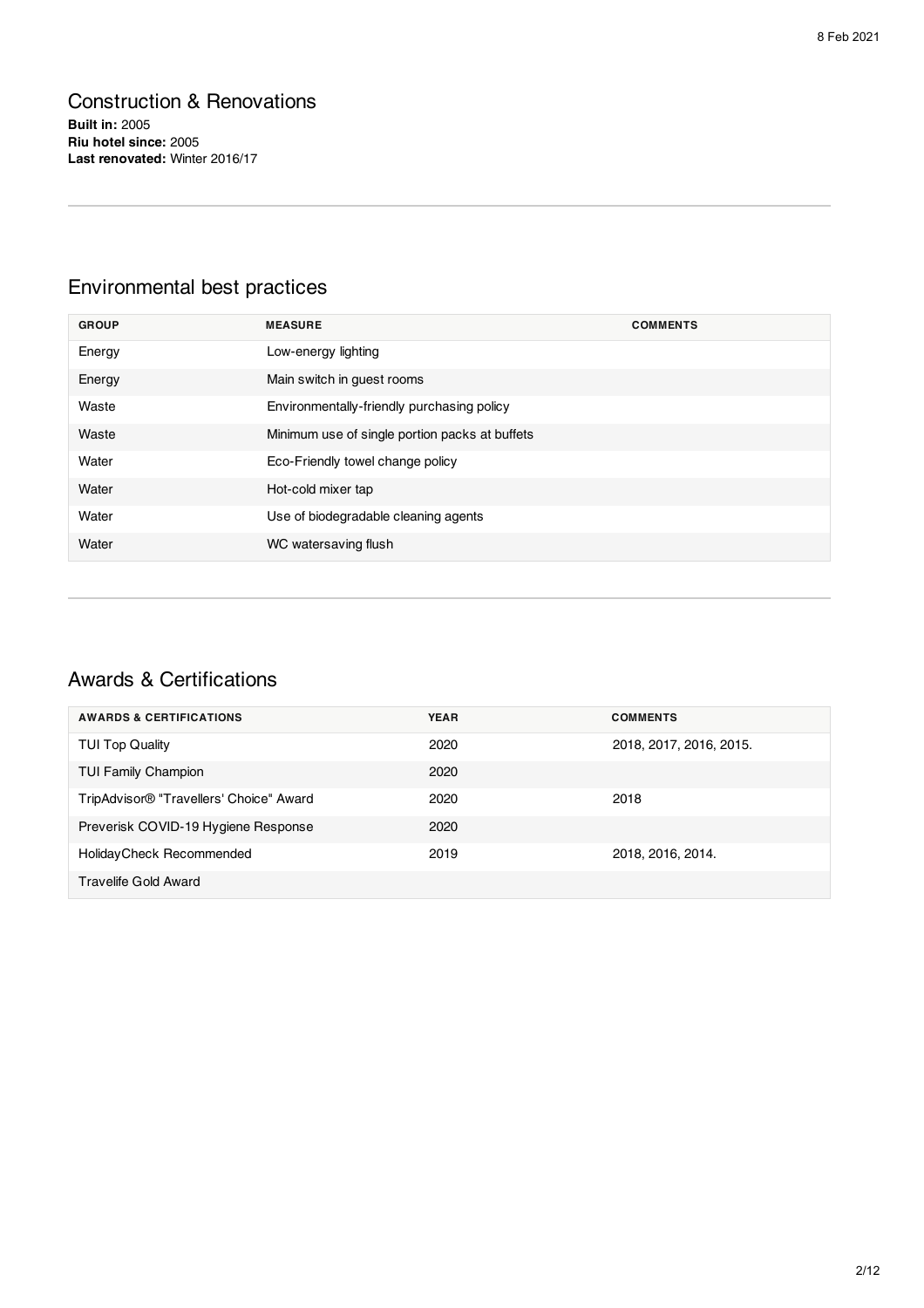## Construction & Renovations

**Built in:** 2005
**Riu hotel since:** 2005
**Last renovated:** Winter 2016/17

---

## Environmental best practices

| GROUP | MEASURE | COMMENTS |
|---|---|---|
| Energy | Low-energy lighting | |
| Energy | Main switch in guest rooms | |
| Waste | Environmentally-friendly purchasing policy | |
| Waste | Minimum use of single portion packs at buffets | |
| Water | Eco-Friendly towel change policy | |
| Water | Hot-cold mixer tap | |
| Water | Use of biodegradable cleaning agents | |
| Water | WC watersaving flush | |

---

## Awards & Certifications

| AWARDS & CERTIFICATIONS | YEAR | COMMENTS |
|---|---|---|
| TUI Top Quality | 2020 | 2018, 2017, 2016, 2015. |
| TUI Family Champion | 2020 | |
| TripAdvisor® "Travellers' Choice" Award | 2020 | 2018 |
| Preverisk COVID-19 Hygiene Response | 2020 | |
| HolidayCheck Recommended | 2019 | 2018, 2016, 2014. |
| Travelife Gold Award | | |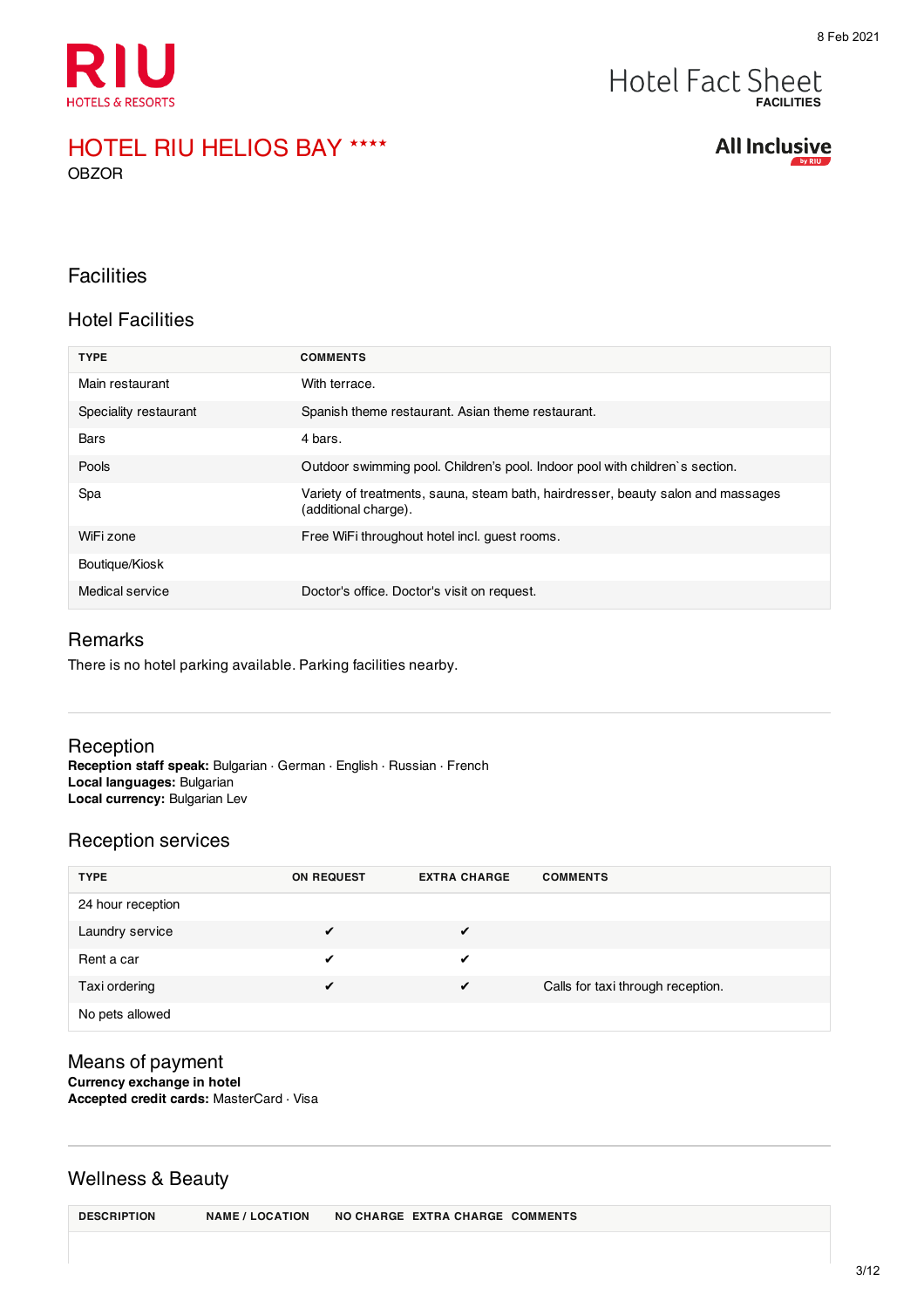# HOTEL RIU HELIOS BAY ****

OBZOR

All Inclusive

## Facilities

### Hotel Facilities

| TYPE | COMMENTS |
| --- | --- |
| Main restaurant | With terrace. |
| Speciality restaurant | Spanish theme restaurant. Asian theme restaurant. |
| Bars | 4 bars. |
| Pools | Outdoor swimming pool. Children's pool. Indoor pool with children`s section. |
| Spa | Variety of treatments, sauna, steam bath, hairdresser, beauty salon and massages (additional charge). |
| WiFi zone | Free WiFi throughout hotel incl. guest rooms. |
| Boutique/Kiosk | |
| Medical service | Doctor's office. Doctor's visit on request. |

### Remarks

There is no hotel parking available. Parking facilities nearby.

### Reception

**Reception staff speak:** Bulgarian · German · English · Russian · French
**Local languages:** Bulgarian
**Local currency:** Bulgarian Lev

### Reception services

| TYPE | ON REQUEST | EXTRA CHARGE | COMMENTS |
| --- | --- | --- | --- |
| 24 hour reception | | | |
| Laundry service | ✔ | ✔ | |
| Rent a car | ✔ | ✔ | |
| Taxi ordering | ✔ | ✔ | Calls for taxi through reception. |
| No pets allowed | | | |

### Means of payment

**Currency exchange in hotel**
**Accepted credit cards:** MasterCard · Visa

### Wellness & Beauty

| DESCRIPTION | NAME / LOCATION | NO CHARGE | EXTRA CHARGE | COMMENTS |
| --- | --- | --- | --- | --- |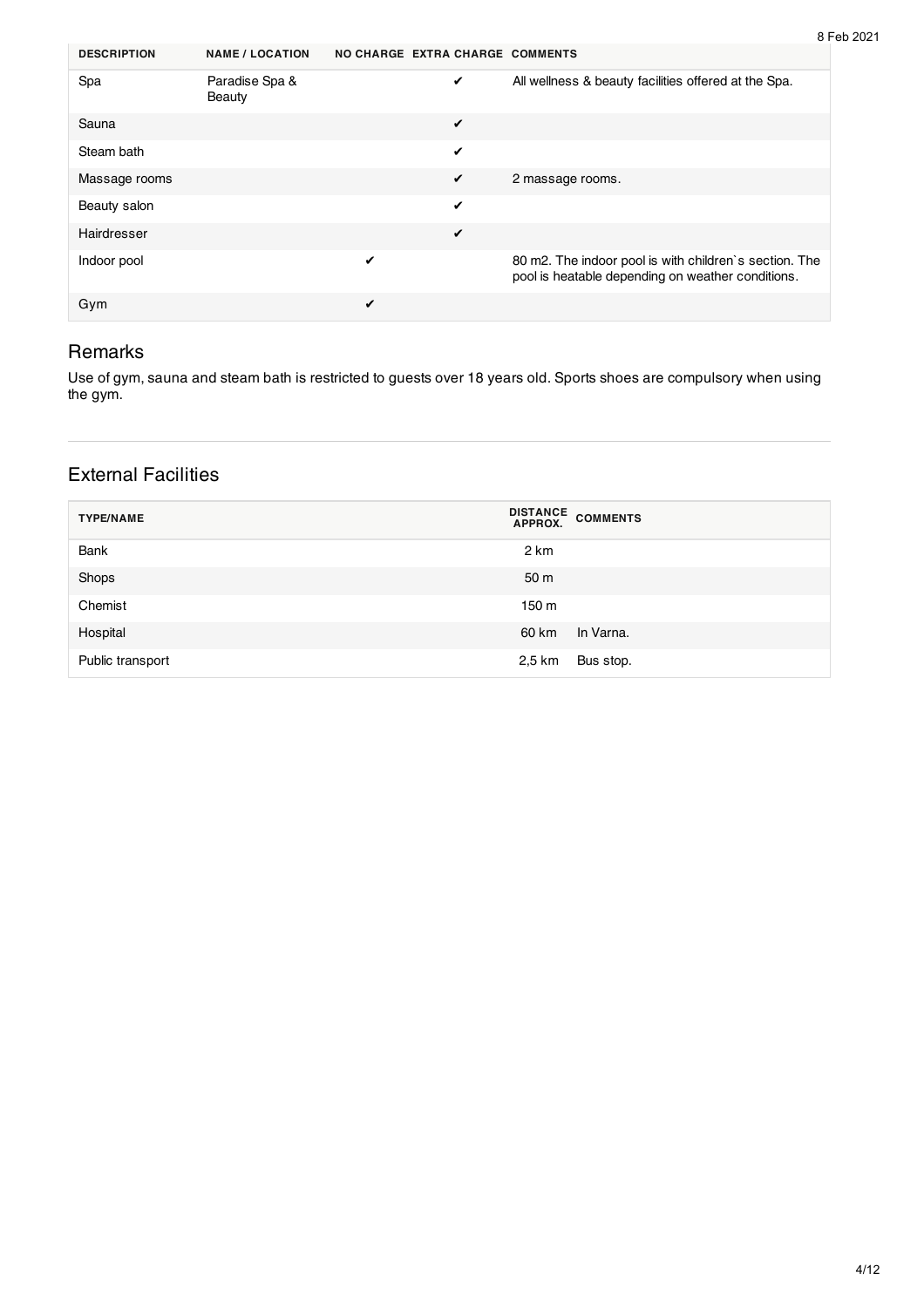| DESCRIPTION | NAME / LOCATION | NO CHARGE | EXTRA CHARGE | COMMENTS |
| --- | --- | --- | --- | --- |
| Spa | Paradise Spa & Beauty | | ✔ | All wellness & beauty facilities offered at the Spa. |
| Sauna | | | ✔ | |
| Steam bath | | | ✔ | |
| Massage rooms | | | ✔ | 2 massage rooms. |
| Beauty salon | | | ✔ | |
| Hairdresser | | | ✔ | |
| Indoor pool | | ✔ | | 80 m2. The indoor pool is with children`s section. The pool is heatable depending on weather conditions. |
| Gym | | ✔ | | |

## Remarks

Use of gym, sauna and steam bath is restricted to guests over 18 years old. Sports shoes are compulsory when using the gym.

## External Facilities

| TYPE/NAME | DISTANCE APPROX. | COMMENTS |
| --- | --- | --- |
| Bank | 2 km | |
| Shops | 50 m | |
| Chemist | 150 m | |
| Hospital | 60 km | In Varna. |
| Public transport | 2,5 km | Bus stop. |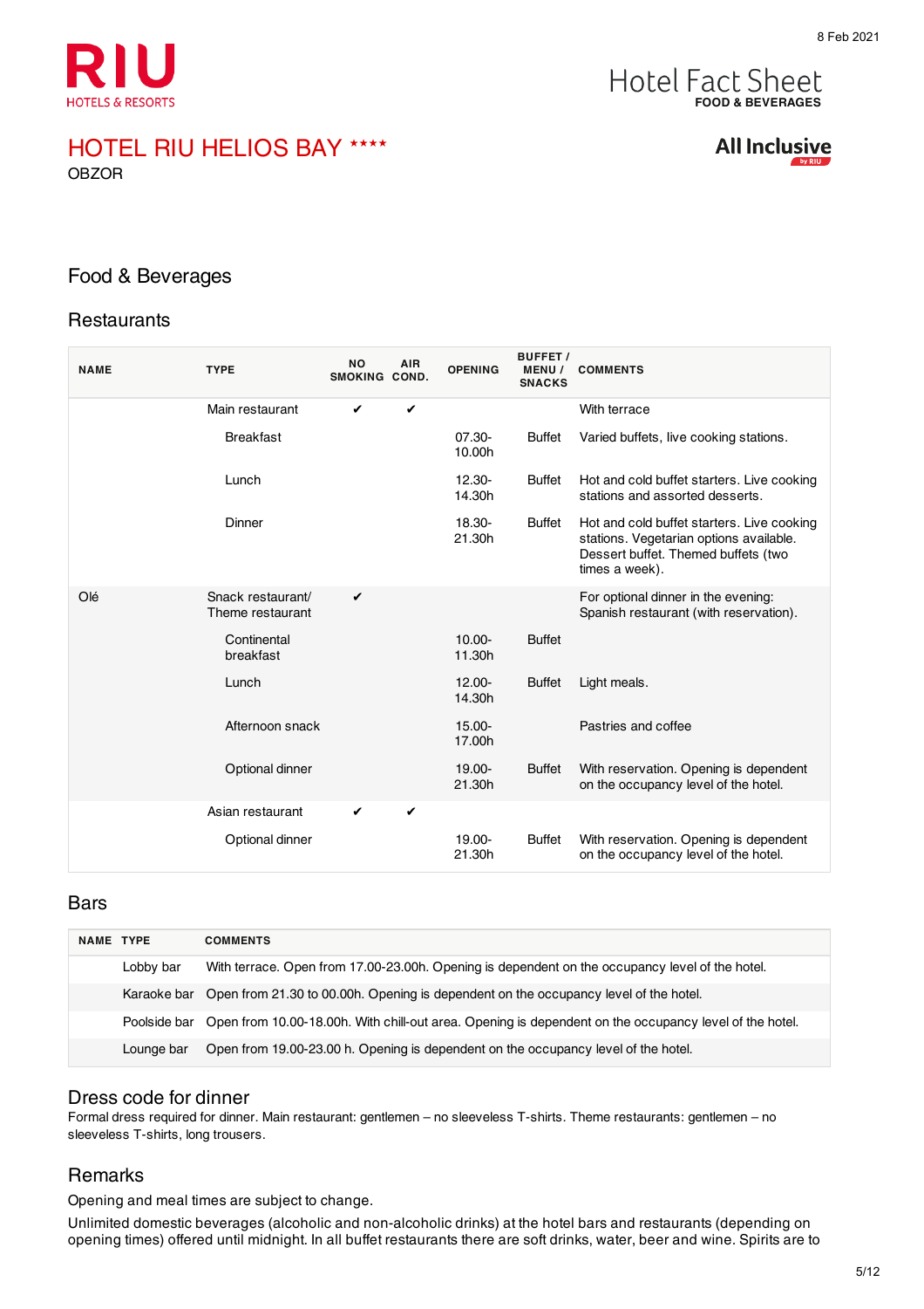8 Feb 2021

RIU HOTELS & RESORTS

Hotel Fact Sheet
**FOOD & BEVERAGES**

# HOTEL RIU HELIOS BAY ****

OBZOR

All Inclusive by RIU

## Food & Beverages

### Restaurants

| NAME | TYPE | NO SMOKING | AIR COND. | OPENING | BUFFET / MENU / SNACKS | COMMENTS |
|---|---|---|---|---|---|---|
| | Main restaurant | ✔ | ✔ | | | With terrace |
| | Breakfast | | | 07.30-10.00h | Buffet | Varied buffets, live cooking stations. |
| | Lunch | | | 12.30-14.30h | Buffet | Hot and cold buffet starters. Live cooking stations and assorted desserts. |
| | Dinner | | | 18.30-21.30h | Buffet | Hot and cold buffet starters. Live cooking stations. Vegetarian options available. Dessert buffet. Themed buffets (two times a week). |
| Olé | Snack restaurant/ Theme restaurant | ✔ | | | | For optional dinner in the evening: Spanish restaurant (with reservation). |
| | Continental breakfast | | | 10.00-11.30h | Buffet | |
| | Lunch | | | 12.00-14.30h | Buffet | Light meals. |
| | Afternoon snack | | | 15.00-17.00h | | Pastries and coffee |
| | Optional dinner | | | 19.00-21.30h | Buffet | With reservation. Opening is dependent on the occupancy level of the hotel. |
| | Asian restaurant | ✔ | ✔ | | | |
| | Optional dinner | | | 19.00-21.30h | Buffet | With reservation. Opening is dependent on the occupancy level of the hotel. |

### Bars

| NAME | TYPE | COMMENTS |
|---|---|---|
| | Lobby bar | With terrace. Open from 17.00-23.00h. Opening is dependent on the occupancy level of the hotel. |
| | Karaoke bar | Open from 21.30 to 00.00h. Opening is dependent on the occupancy level of the hotel. |
| | Poolside bar | Open from 10.00-18.00h. With chill-out area. Opening is dependent on the occupancy level of the hotel. |
| | Lounge bar | Open from 19.00-23.00 h. Opening is dependent on the occupancy level of the hotel. |

### Dress code for dinner

Formal dress required for dinner. Main restaurant: gentlemen – no sleeveless T-shirts. Theme restaurants: gentlemen – no sleeveless T-shirts, long trousers.

### Remarks

Opening and meal times are subject to change.

Unlimited domestic beverages (alcoholic and non-alcoholic drinks) at the hotel bars and restaurants (depending on opening times) offered until midnight. In all buffet restaurants there are soft drinks, water, beer and wine. Spirits are to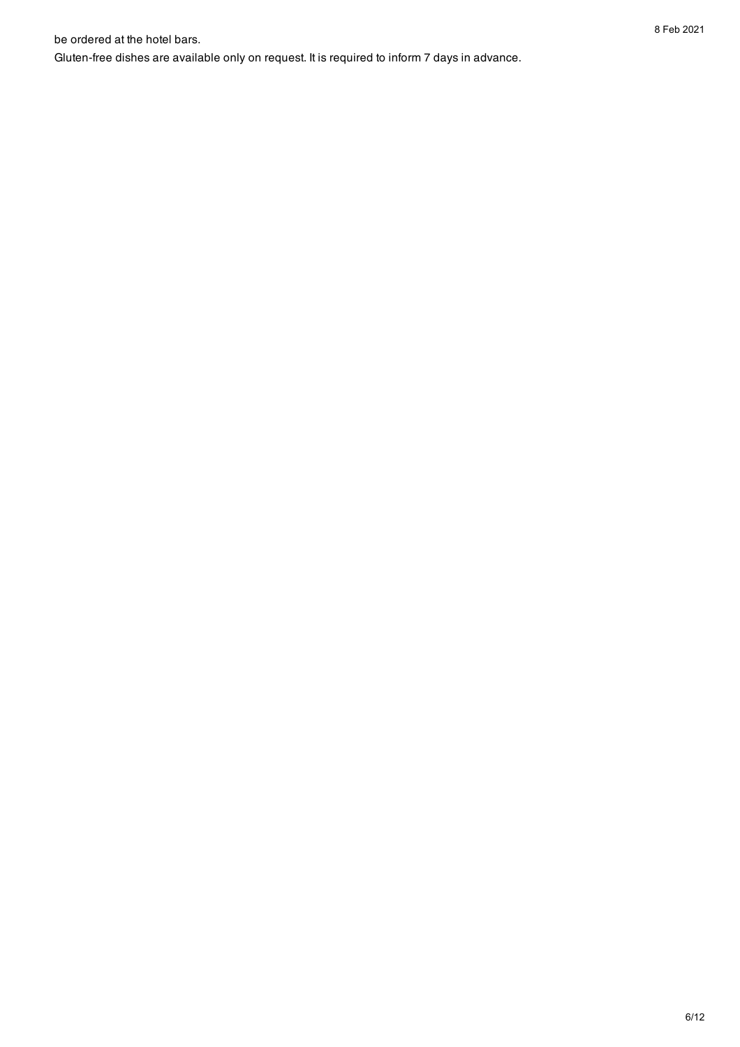be ordered at the hotel bars.

Gluten-free dishes are available only on request. It is required to inform 7 days in advance.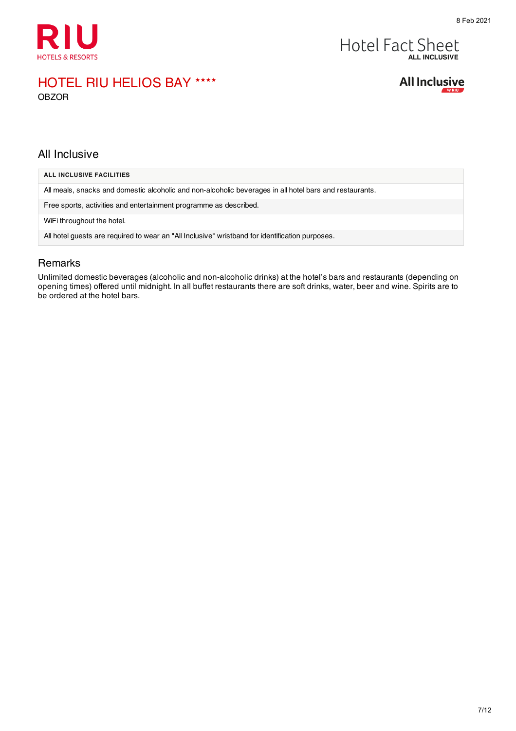# HOTEL RIU HELIOS BAY ****

OBZOR

## All Inclusive

| ALL INCLUSIVE FACILITIES |
|---|
| All meals, snacks and domestic alcoholic and non-alcoholic beverages in all hotel bars and restaurants. |
| Free sports, activities and entertainment programme as described. |
| WiFi throughout the hotel. |
| All hotel guests are required to wear an "All Inclusive" wristband for identification purposes. |

## Remarks

Unlimited domestic beverages (alcoholic and non-alcoholic drinks) at the hotel's bars and restaurants (depending on opening times) offered until midnight. In all buffet restaurants there are soft drinks, water, beer and wine. Spirits are to be ordered at the hotel bars.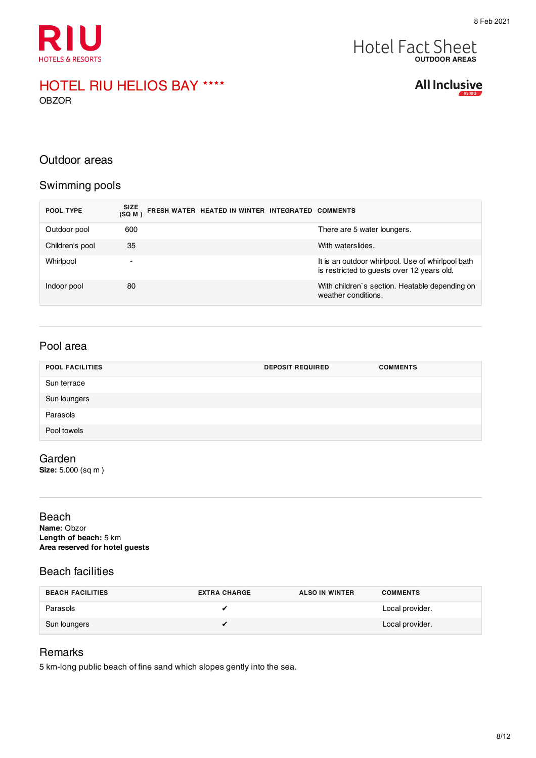# HOTEL RIU HELIOS BAY ****

OBZOR

Hotel Fact Sheet
**OUTDOOR AREAS**

All Inclusive by RIU

## Outdoor areas

### Swimming pools

| POOL TYPE | SIZE (SQ M ) | FRESH WATER | HEATED IN WINTER | INTEGRATED | COMMENTS |
|---|---|---|---|---|---|
| Outdoor pool | 600 | | | | There are 5 water loungers. |
| Children's pool | 35 | | | | With waterslides. |
| Whirlpool | - | | | | It is an outdoor whirlpool. Use of whirlpool bath is restricted to guests over 12 years old. |
| Indoor pool | 80 | | | | With children`s section. Heatable depending on weather conditions. |

### Pool area

| POOL FACILITIES | DEPOSIT REQUIRED | COMMENTS |
|---|---|---|
| Sun terrace | | |
| Sun loungers | | |
| Parasols | | |
| Pool towels | | |

### Garden

**Size:** 5.000 (sq m )

### Beach

**Name:** Obzor
**Length of beach:** 5 km
**Area reserved for hotel guests**

### Beach facilities

| BEACH FACILITIES | EXTRA CHARGE | ALSO IN WINTER | COMMENTS |
|---|---|---|---|
| Parasols | ✔ | | Local provider. |
| Sun loungers | ✔ | | Local provider. |

### Remarks

5 km-long public beach of fine sand which slopes gently into the sea.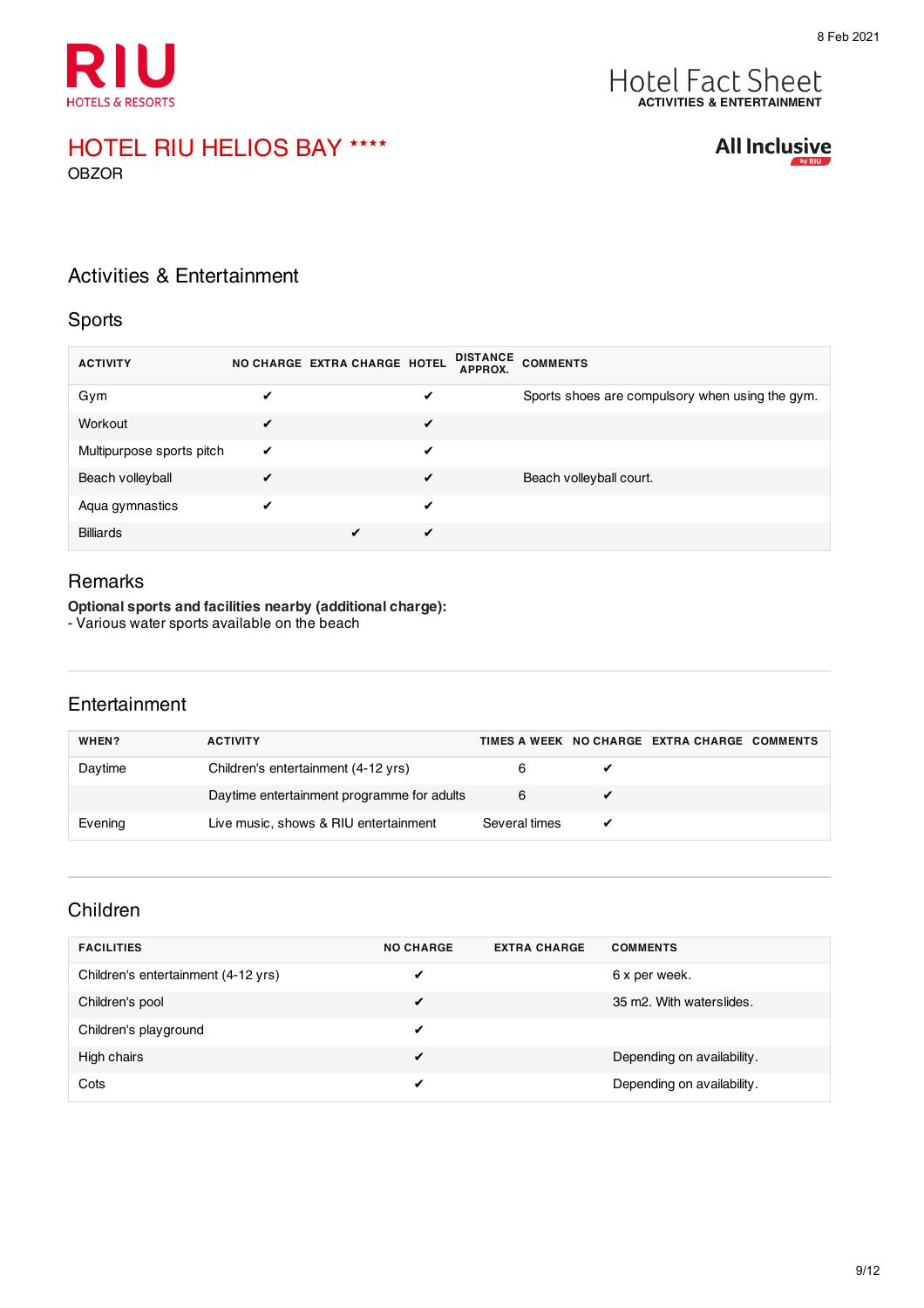8 Feb 2021

RIU HOTELS & RESORTS

Hotel Fact Sheet
ACTIVITIES & ENTERTAINMENT

# HOTEL RIU HELIOS BAY ****

OBZOR

All Inclusive by RIU

## Activities & Entertainment

### Sports

| ACTIVITY | NO CHARGE | EXTRA CHARGE | HOTEL | DISTANCE APPROX. | COMMENTS |
|---|---|---|---|---|---|
| Gym | ✔ | | ✔ | | Sports shoes are compulsory when using the gym. |
| Workout | ✔ | | ✔ | | |
| Multipurpose sports pitch | ✔ | | ✔ | | |
| Beach volleyball | ✔ | | ✔ | | Beach volleyball court. |
| Aqua gymnastics | ✔ | | ✔ | | |
| Billiards | | ✔ | ✔ | | |

### Remarks

**Optional sports and facilities nearby (additional charge):**
- Various water sports available on the beach

### Entertainment

| WHEN? | ACTIVITY | TIMES A WEEK | NO CHARGE | EXTRA CHARGE | COMMENTS |
|---|---|---|---|---|---|
| Daytime | Children's entertainment (4-12 yrs) | 6 | ✔ | | |
| | Daytime entertainment programme for adults | 6 | ✔ | | |
| Evening | Live music, shows & RIU entertainment | Several times | ✔ | | |

### Children

| FACILITIES | NO CHARGE | EXTRA CHARGE | COMMENTS |
|---|---|---|---|
| Children's entertainment (4-12 yrs) | ✔ | | 6 x per week. |
| Children's pool | ✔ | | 35 m2. With waterslides. |
| Children's playground | ✔ | | |
| High chairs | ✔ | | Depending on availability. |
| Cots | ✔ | | Depending on availability. |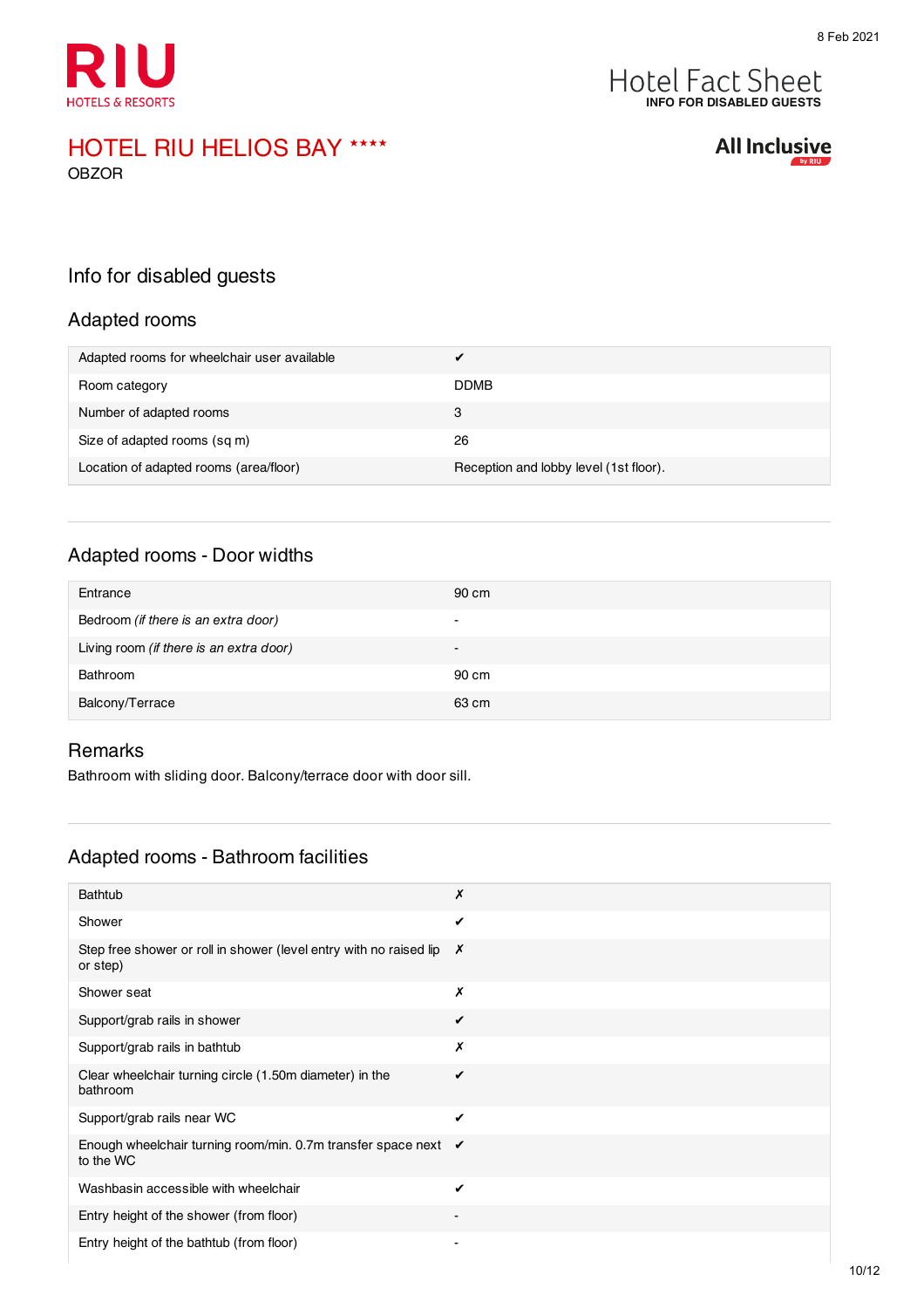# HOTEL RIU HELIOS BAY ****

OBZOR

Hotel Fact Sheet
INFO FOR DISABLED GUESTS

All Inclusive

## Info for disabled guests

### Adapted rooms

| | |
|---|---|
| Adapted rooms for wheelchair user available | ✔ |
| Room category | DDMB |
| Number of adapted rooms | 3 |
| Size of adapted rooms (sq m) | 26 |
| Location of adapted rooms (area/floor) | Reception and lobby level (1st floor). |

### Adapted rooms - Door widths

| | |
|---|---|
| Entrance | 90 cm |
| Bedroom *(if there is an extra door)* | - |
| Living room *(if there is an extra door)* | - |
| Bathroom | 90 cm |
| Balcony/Terrace | 63 cm |

### Remarks

Bathroom with sliding door. Balcony/terrace door with door sill.

### Adapted rooms - Bathroom facilities

| | |
|---|---|
| Bathtub | ✗ |
| Shower | ✔ |
| Step free shower or roll in shower (level entry with no raised lip or step) | ✗ |
| Shower seat | ✗ |
| Support/grab rails in shower | ✔ |
| Support/grab rails in bathtub | ✗ |
| Clear wheelchair turning circle (1.50m diameter) in the bathroom | ✔ |
| Support/grab rails near WC | ✔ |
| Enough wheelchair turning room/min. 0.7m transfer space next to the WC | ✔ |
| Washbasin accessible with wheelchair | ✔ |
| Entry height of the shower (from floor) | - |
| Entry height of the bathtub (from floor) | - |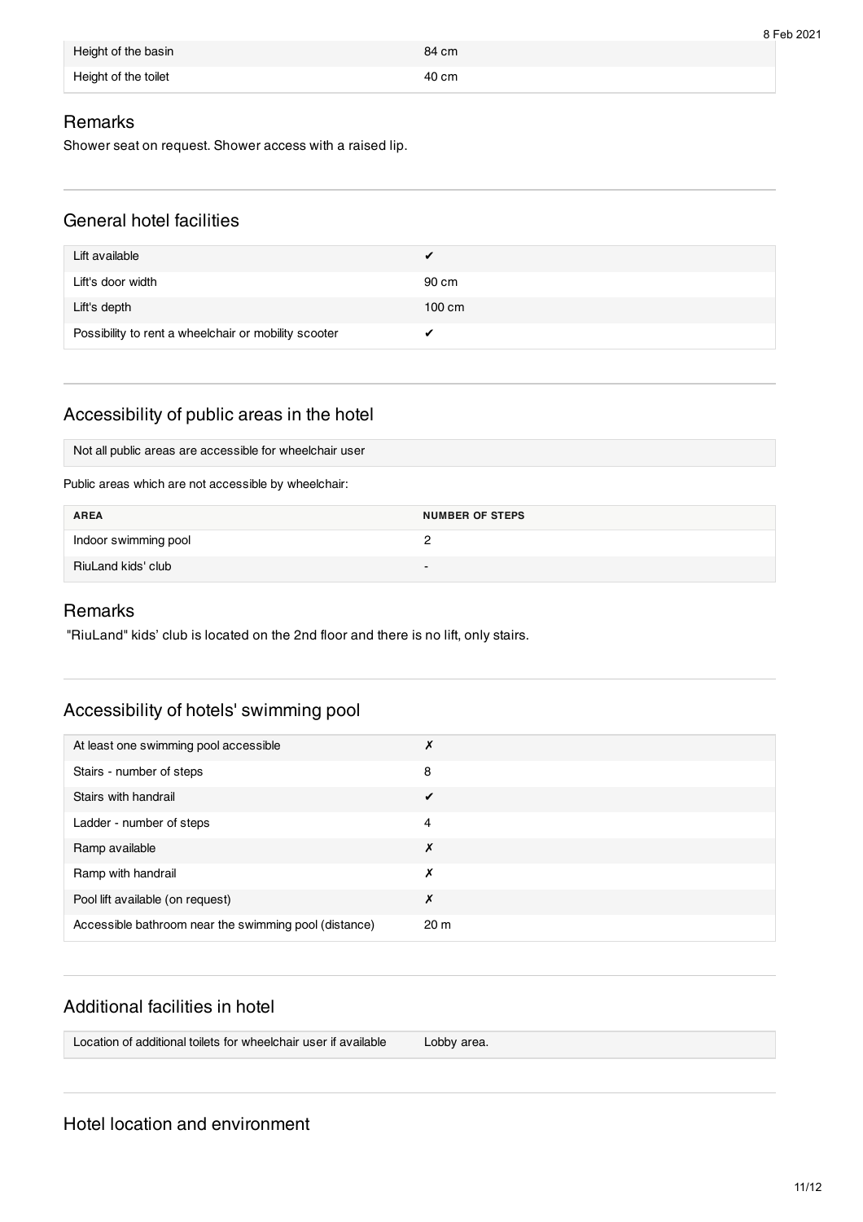| Height of the basin | 84 cm |
|---|---|
| Height of the toilet | 40 cm |

## Remarks

Shower seat on request. Shower access with a raised lip.

## General hotel facilities

| Lift available | ✔ |
|---|---|
| Lift's door width | 90 cm |
| Lift's depth | 100 cm |
| Possibility to rent a wheelchair or mobility scooter | ✔ |

## Accessibility of public areas in the hotel

Not all public areas are accessible for wheelchair user

Public areas which are not accessible by wheelchair:

| AREA | NUMBER OF STEPS |
|---|---|
| Indoor swimming pool | 2 |
| RiuLand kids' club | - |

## Remarks

"RiuLand" kids' club is located on the 2nd floor and there is no lift, only stairs.

## Accessibility of hotels' swimming pool

| At least one swimming pool accessible | ✗ |
|---|---|
| Stairs - number of steps | 8 |
| Stairs with handrail | ✔ |
| Ladder - number of steps | 4 |
| Ramp available | ✗ |
| Ramp with handrail | ✗ |
| Pool lift available (on request) | ✗ |
| Accessible bathroom near the swimming pool (distance) | 20 m |

## Additional facilities in hotel

| Location of additional toilets for wheelchair user if available | Lobby area. |
|---|---|

## Hotel location and environment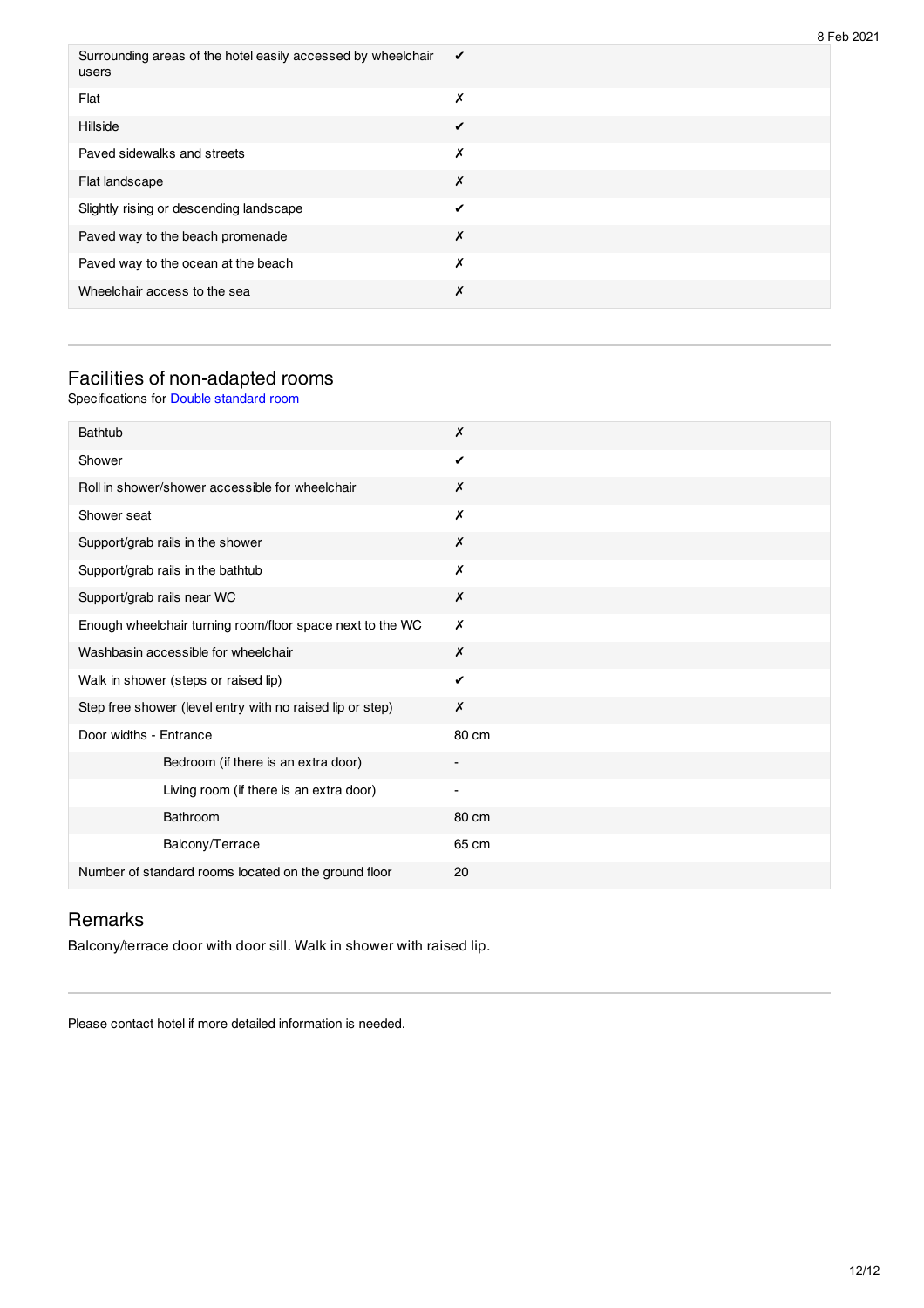| | |
|---|---|
| Surrounding areas of the hotel easily accessed by wheelchair users | ✔ |
| Flat | ✗ |
| Hillside | ✔ |
| Paved sidewalks and streets | ✗ |
| Flat landscape | ✗ |
| Slightly rising or descending landscape | ✔ |
| Paved way to the beach promenade | ✗ |
| Paved way to the ocean at the beach | ✗ |
| Wheelchair access to the sea | ✗ |

## Facilities of non-adapted rooms

Specifications for Double standard room

| | |
|---|---|
| Bathtub | ✗ |
| Shower | ✔ |
| Roll in shower/shower accessible for wheelchair | ✗ |
| Shower seat | ✗ |
| Support/grab rails in the shower | ✗ |
| Support/grab rails in the bathtub | ✗ |
| Support/grab rails near WC | ✗ |
| Enough wheelchair turning room/floor space next to the WC | ✗ |
| Washbasin accessible for wheelchair | ✗ |
| Walk in shower (steps or raised lip) | ✔ |
| Step free shower (level entry with no raised lip or step) | ✗ |
| Door widths - Entrance | 80 cm |
| Bedroom (if there is an extra door) | - |
| Living room (if there is an extra door) | - |
| Bathroom | 80 cm |
| Balcony/Terrace | 65 cm |
| Number of standard rooms located on the ground floor | 20 |

## Remarks

Balcony/terrace door with door sill. Walk in shower with raised lip.

Please contact hotel if more detailed information is needed.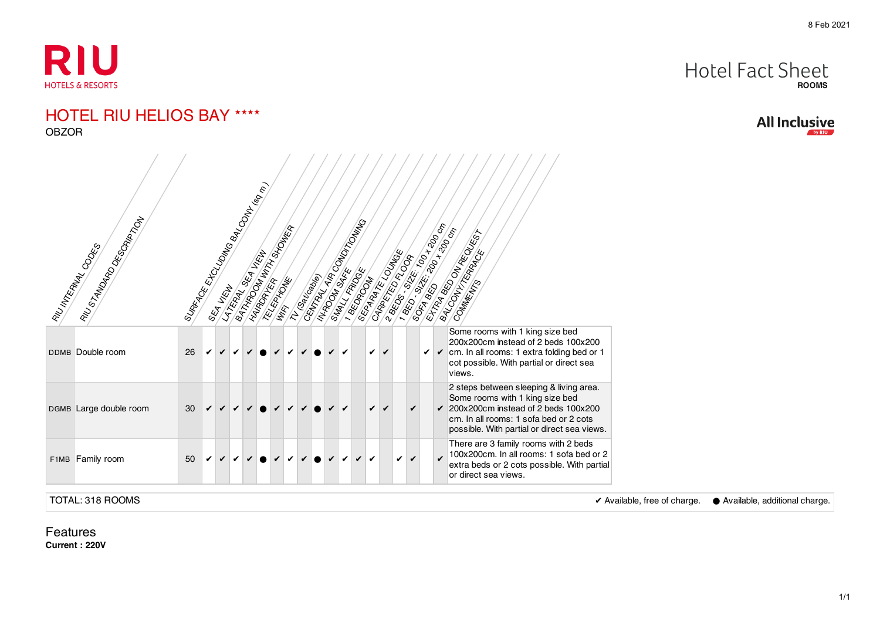# HOTEL RIU HELIOS BAY ****

OBZOR

**Hotel Fact Sheet**
**ROOMS**

**All Inclusive** by RIU

| RIU INTERNAL CODES | RIU STANDARD DESCRIPTION | SURFACE EXCLUDING BALCONY (sq m) | SEA VIEW | LATERAL SEA VIEW | BATHROOM WITH SHOWER | HAIRDRYER | TELEPHONE | WIFI | TV (Sat/cable) | CENTRAL AIR CONDITIONING | IN-ROOM SAFE | SMALL FRIDGE | 1 BEDROOM | SEPARATE LOUNGE | CARPETED FLOOR | 2 BEDS - SIZE: 100 x 200 cm | 1 BED - SIZE: 200 x 200 cm | SOFA BED | EXTRA BED ON REQUEST | BALCONY/TERRACE | COMMENTS |
|---|---|---|---|---|---|---|---|---|---|---|---|---|---|---|---|---|---|---|---|---|---|
| DDMB | Double room | 26 | ✔ | ✔ | ✔ | ✔ | ● | ✔ | ✔ | ✔ | ● | ✔ | ✔ | | ✔ | ✔ | | | ✔ | ✔ | Some rooms with 1 king size bed 200x200cm instead of 2 beds 100x200 cm. In all rooms: 1 extra folding bed or 1 cot possible. With partial or direct sea views. |
| DGMB | Large double room | 30 | ✔ | ✔ | ✔ | ✔ | ● | ✔ | ✔ | ✔ | ● | ✔ | ✔ | | ✔ | ✔ | | ✔ | | ✔ | 2 steps between sleeping & living area. Some rooms with 1 king size bed 200x200cm instead of 2 beds 100x200 cm. In all rooms: 1 sofa bed or 2 cots possible. With partial or direct sea views. |
| F1MB | Family room | 50 | ✔ | ✔ | ✔ | ✔ | ● | ✔ | ✔ | ✔ | ● | ✔ | ✔ | ✔ | ✔ | | ✔ | ✔ | | ✔ | There are 3 family rooms with 2 beds 100x200cm. In all rooms: 1 sofa bed or 2 extra beds or 2 cots possible. With partial or direct sea views. |

TOTAL: 318 ROOMS

✔ Available, free of charge. ● Available, additional charge.

## Features

**Current : 220V**